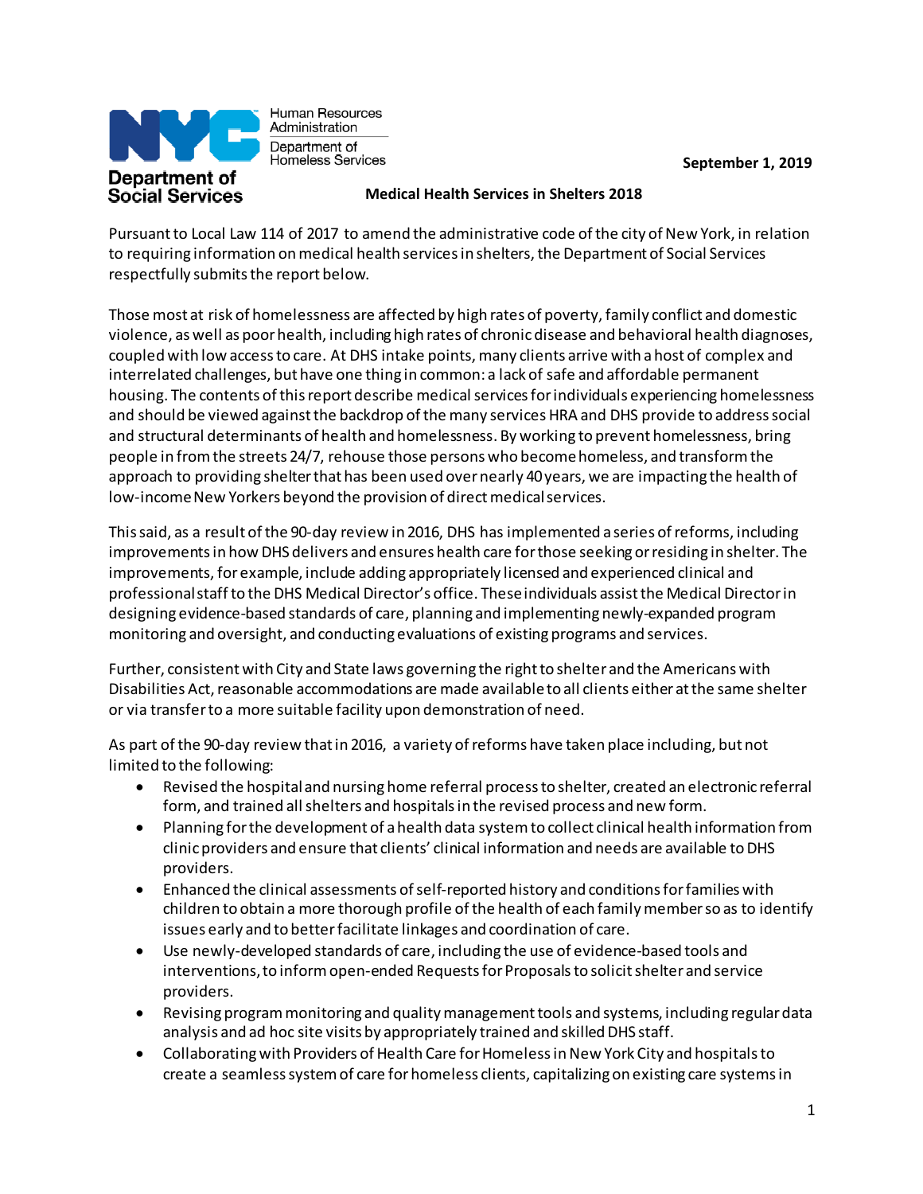Human Resources Administration
Department of Homeless Services
Department of Social Services

September 1, 2019

**Medical Health Services in Shelters 2018**

Pursuant to Local Law 114 of 2017 to amend the administrative code of the city of New York, in relation to requiring information on medical health services in shelters, the Department of Social Services respectfully submits the report below.

Those most at risk of homelessness are affected by high rates of poverty, family conflict and domestic violence, as well as poor health, including high rates of chronic disease and behavioral health diagnoses, coupled with low access to care. At DHS intake points, many clients arrive with a host of complex and interrelated challenges, but have one thing in common: a lack of safe and affordable permanent housing. The contents of this report describe medical services for individuals experiencing homelessness and should be viewed against the backdrop of the many services HRA and DHS provide to address social and structural determinants of health and homelessness. By working to prevent homelessness, bring people in from the streets 24/7, rehouse those persons who become homeless, and transform the approach to providing shelter that has been used over nearly 40 years, we are impacting the health of low-income New Yorkers beyond the provision of direct medical services.

This said, as a result of the 90-day review in 2016, DHS has implemented a series of reforms, including improvements in how DHS delivers and ensures health care for those seeking or residing in shelter. The improvements, for example, include adding appropriately licensed and experienced clinical and professional staff to the DHS Medical Director's office. These individuals assist the Medical Director in designing evidence-based standards of care, planning and implementing newly-expanded program monitoring and oversight, and conducting evaluations of existing programs and services.

Further, consistent with City and State laws governing the right to shelter and the Americans with Disabilities Act, reasonable accommodations are made available to all clients either at the same shelter or via transfer to a more suitable facility upon demonstration of need.

As part of the 90-day review that in 2016, a variety of reforms have taken place including, but not limited to the following:

- Revised the hospital and nursing home referral process to shelter, created an electronic referral form, and trained all shelters and hospitals in the revised process and new form.
- Planning for the development of a health data system to collect clinical health information from clinic providers and ensure that clients' clinical information and needs are available to DHS providers.
- Enhanced the clinical assessments of self-reported history and conditions for families with children to obtain a more thorough profile of the health of each family member so as to identify issues early and to better facilitate linkages and coordination of care.
- Use newly-developed standards of care, including the use of evidence-based tools and interventions, to inform open-ended Requests for Proposals to solicit shelter and service providers.
- Revising program monitoring and quality management tools and systems, including regular data analysis and ad hoc site visits by appropriately trained and skilled DHS staff.
- Collaborating with Providers of Health Care for Homeless in New York City and hospitals to create a seamless system of care for homeless clients, capitalizing on existing care systems in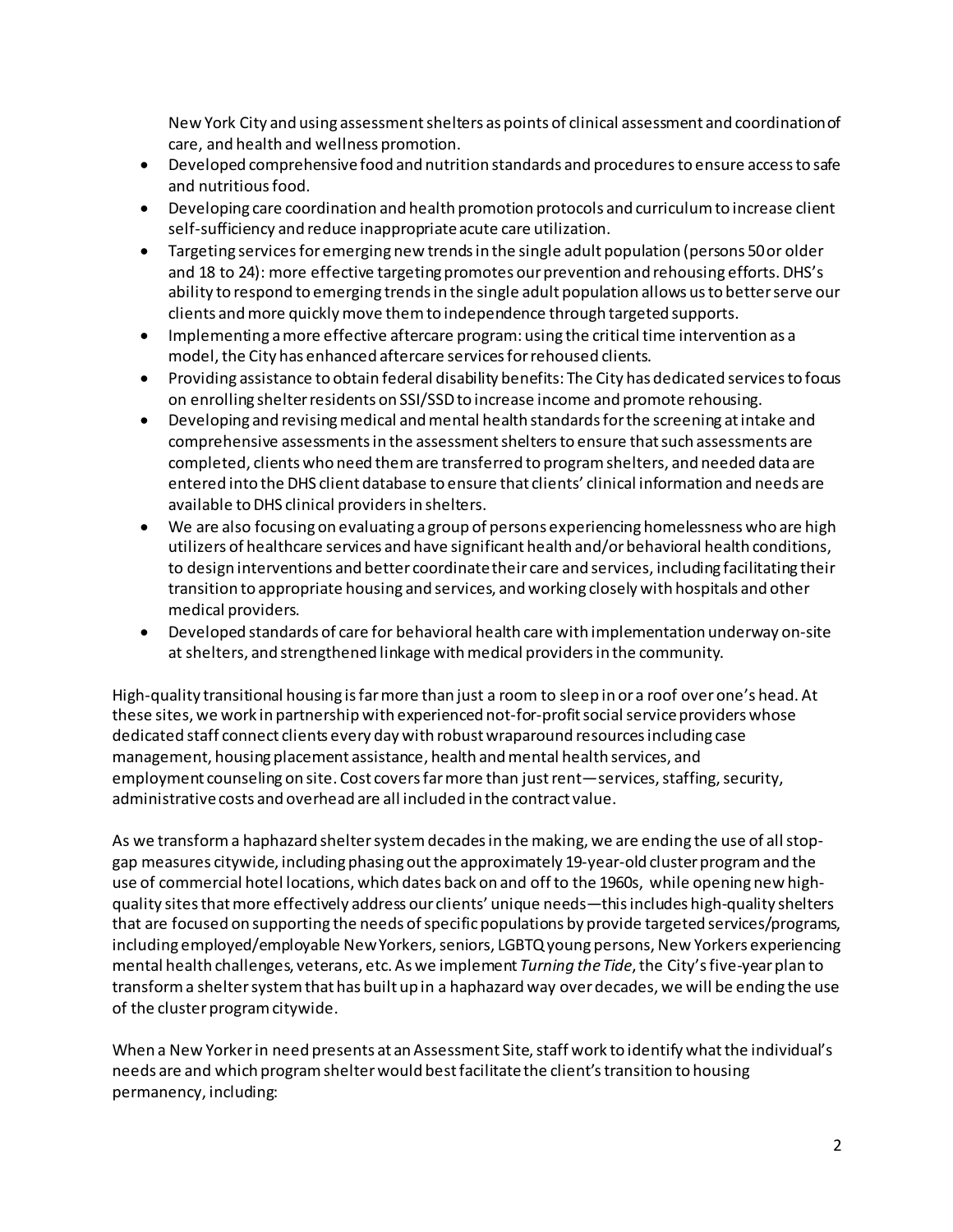New York City and using assessment shelters as points of clinical assessment and coordination of care, and health and wellness promotion.

- Developed comprehensive food and nutrition standards and procedures to ensure access to safe and nutritious food.
- Developing care coordination and health promotion protocols and curriculum to increase client self-sufficiency and reduce inappropriate acute care utilization.
- Targeting services for emerging new trends in the single adult population (persons 50 or older and 18 to 24): more effective targeting promotes our prevention and rehousing efforts. DHS's ability to respond to emerging trends in the single adult population allows us to better serve our clients and more quickly move them to independence through targeted supports.
- Implementing a more effective aftercare program: using the critical time intervention as a model, the City has enhanced aftercare services for rehoused clients.
- Providing assistance to obtain federal disability benefits: The City has dedicated services to focus on enrolling shelter residents on SSI/SSD to increase income and promote rehousing.
- Developing and revising medical and mental health standards for the screening at intake and comprehensive assessments in the assessment shelters to ensure that such assessments are completed, clients who need them are transferred to program shelters, and needed data are entered into the DHS client database to ensure that clients' clinical information and needs are available to DHS clinical providers in shelters.
- We are also focusing on evaluating a group of persons experiencing homelessness who are high utilizers of healthcare services and have significant health and/or behavioral health conditions, to design interventions and better coordinate their care and services, including facilitating their transition to appropriate housing and services, and working closely with hospitals and other medical providers.
- Developed standards of care for behavioral health care with implementation underway on-site at shelters, and strengthened linkage with medical providers in the community.

High-quality transitional housing is far more than just a room to sleep in or a roof over one's head. At these sites, we work in partnership with experienced not-for-profit social service providers whose dedicated staff connect clients every day with robust wraparound resources including case management, housing placement assistance, health and mental health services, and employment counseling on site. Cost covers far more than just rent—services, staffing, security, administrative costs and overhead are all included in the contract value.

As we transform a haphazard shelter system decades in the making, we are ending the use of all stop-gap measures citywide, including phasing out the approximately 19-year-old cluster program and the use of commercial hotel locations, which dates back on and off to the 1960s, while opening new high-quality sites that more effectively address our clients' unique needs—this includes high-quality shelters that are focused on supporting the needs of specific populations by provide targeted services/programs, including employed/employable New Yorkers, seniors, LGBTQ young persons, New Yorkers experiencing mental health challenges, veterans, etc. As we implement *Turning the Tide*, the City's five-year plan to transform a shelter system that has built up in a haphazard way over decades, we will be ending the use of the cluster program citywide.

When a New Yorker in need presents at an Assessment Site, staff work to identify what the individual's needs are and which program shelter would best facilitate the client's transition to housing permanency, including: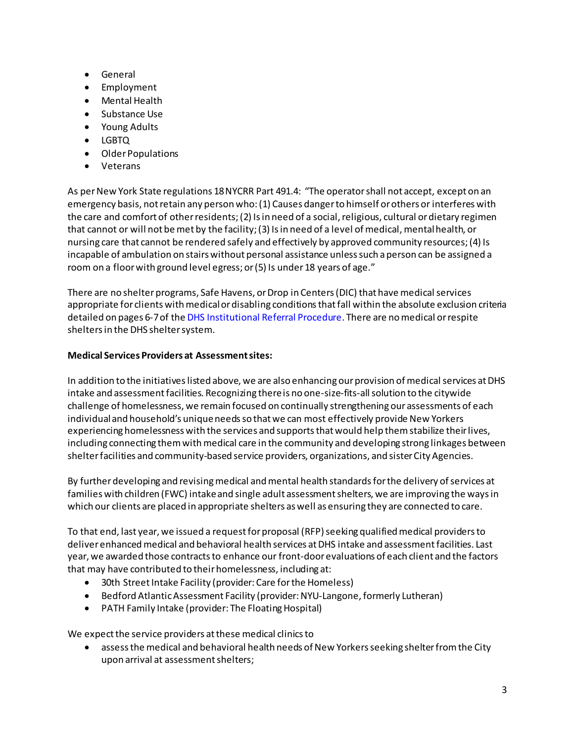- General
- Employment
- Mental Health
- Substance Use
- Young Adults
- LGBTQ
- Older Populations
- Veterans

As per New York State regulations 18 NYCRR Part 491.4: "The operator shall not accept, except on an emergency basis, not retain any person who: (1) Causes danger to himself or others or interferes with the care and comfort of other residents; (2) Is in need of a social, religious, cultural or dietary regimen that cannot or will not be met by the facility; (3) Is in need of a level of medical, mental health, or nursing care that cannot be rendered safely and effectively by approved community resources; (4) Is incapable of ambulation on stairs without personal assistance unless such a person can be assigned a room on a floor with ground level egress; or (5) Is under 18 years of age."

There are no shelter programs, Safe Havens, or Drop in Centers (DIC) that have medical services appropriate for clients with medical or disabling conditions that fall within the absolute exclusion criteria detailed on pages 6-7 of the DHS Institutional Referral Procedure. There are no medical or respite shelters in the DHS shelter system.

**Medical Services Providers at Assessment sites:**

In addition to the initiatives listed above, we are also enhancing our provision of medical services at DHS intake and assessment facilities. Recognizing there is no one-size-fits-all solution to the citywide challenge of homelessness, we remain focused on continually strengthening our assessments of each individual and household's unique needs so that we can most effectively provide New Yorkers experiencing homelessness with the services and supports that would help them stabilize their lives, including connecting them with medical care in the community and developing strong linkages between shelter facilities and community-based service providers, organizations, and sister City Agencies.

By further developing and revising medical and mental health standards for the delivery of services at families with children (FWC) intake and single adult assessment shelters, we are improving the ways in which our clients are placed in appropriate shelters as well as ensuring they are connected to care.

To that end, last year, we issued a request for proposal (RFP) seeking qualified medical providers to deliver enhanced medical and behavioral health services at DHS intake and assessment facilities. Last year, we awarded those contracts to enhance our front-door evaluations of each client and the factors that may have contributed to their homelessness, including at:

- 30th Street Intake Facility (provider: Care for the Homeless)
- Bedford Atlantic Assessment Facility (provider: NYU-Langone, formerly Lutheran)
- PATH Family Intake (provider: The Floating Hospital)

We expect the service providers at these medical clinics to

- assess the medical and behavioral health needs of New Yorkers seeking shelter from the City upon arrival at assessment shelters;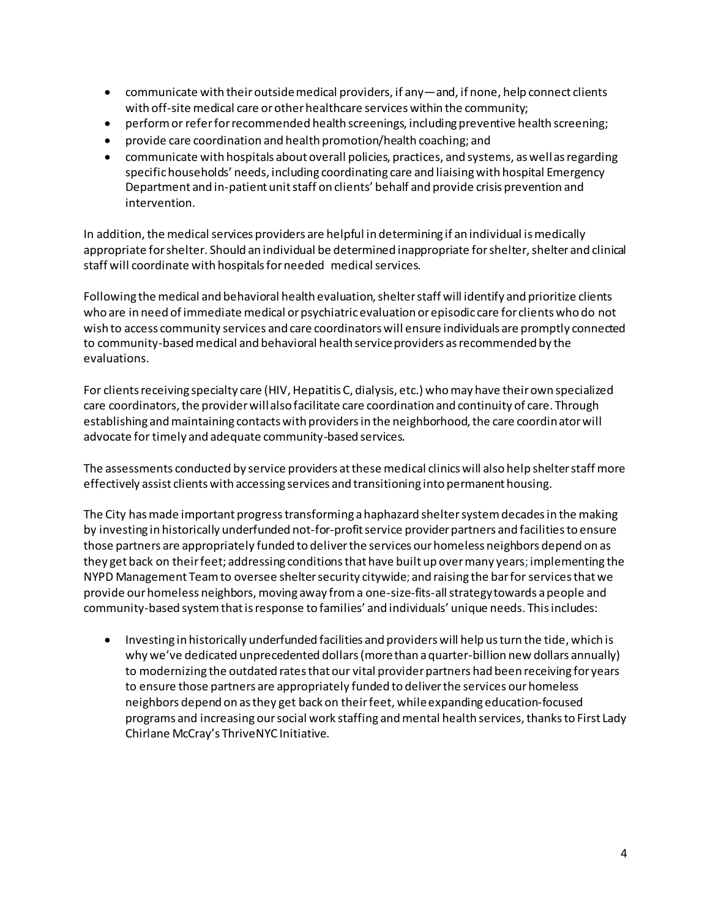- communicate with their outside medical providers, if any—and, if none, help connect clients with off-site medical care or other healthcare services within the community;
- perform or refer for recommended health screenings, including preventive health screening;
- provide care coordination and health promotion/health coaching; and
- communicate with hospitals about overall policies, practices, and systems, as well as regarding specific households' needs, including coordinating care and liaising with hospital Emergency Department and in-patient unit staff on clients' behalf and provide crisis prevention and intervention.

In addition, the medical services providers are helpful in determining if an individual is medically appropriate for shelter. Should an individual be determined inappropriate for shelter, shelter and clinical staff will coordinate with hospitals for needed medical services.

Following the medical and behavioral health evaluation, shelter staff will identify and prioritize clients who are in need of immediate medical or psychiatric evaluation or episodic care for clients who do not wish to access community services and care coordinators will ensure individuals are promptly connected to community-based medical and behavioral health service providers as recommended by the evaluations.

For clients receiving specialty care (HIV, Hepatitis C, dialysis, etc.) who may have their own specialized care coordinators, the provider will also facilitate care coordination and continuity of care. Through establishing and maintaining contacts with providers in the neighborhood, the care coordinator will advocate for timely and adequate community-based services.

The assessments conducted by service providers at these medical clinics will also help shelter staff more effectively assist clients with accessing services and transitioning into permanent housing.

The City has made important progress transforming a haphazard shelter system decades in the making by investing in historically underfunded not-for-profit service provider partners and facilities to ensure those partners are appropriately funded to deliver the services our homeless neighbors depend on as they get back on their feet; addressing conditions that have built up over many years; implementing the NYPD Management Team to oversee shelter security citywide; and raising the bar for services that we provide our homeless neighbors, moving away from a one-size-fits-all strategy towards a people and community-based system that is response to families' and individuals' unique needs. This includes:

- Investing in historically underfunded facilities and providers will help us turn the tide, which is why we've dedicated unprecedented dollars (more than a quarter-billion new dollars annually) to modernizing the outdated rates that our vital provider partners had been receiving for years to ensure those partners are appropriately funded to deliver the services our homeless neighbors depend on as they get back on their feet, while expanding education-focused programs and increasing our social work staffing and mental health services, thanks to First Lady Chirlane McCray's ThriveNYC Initiative.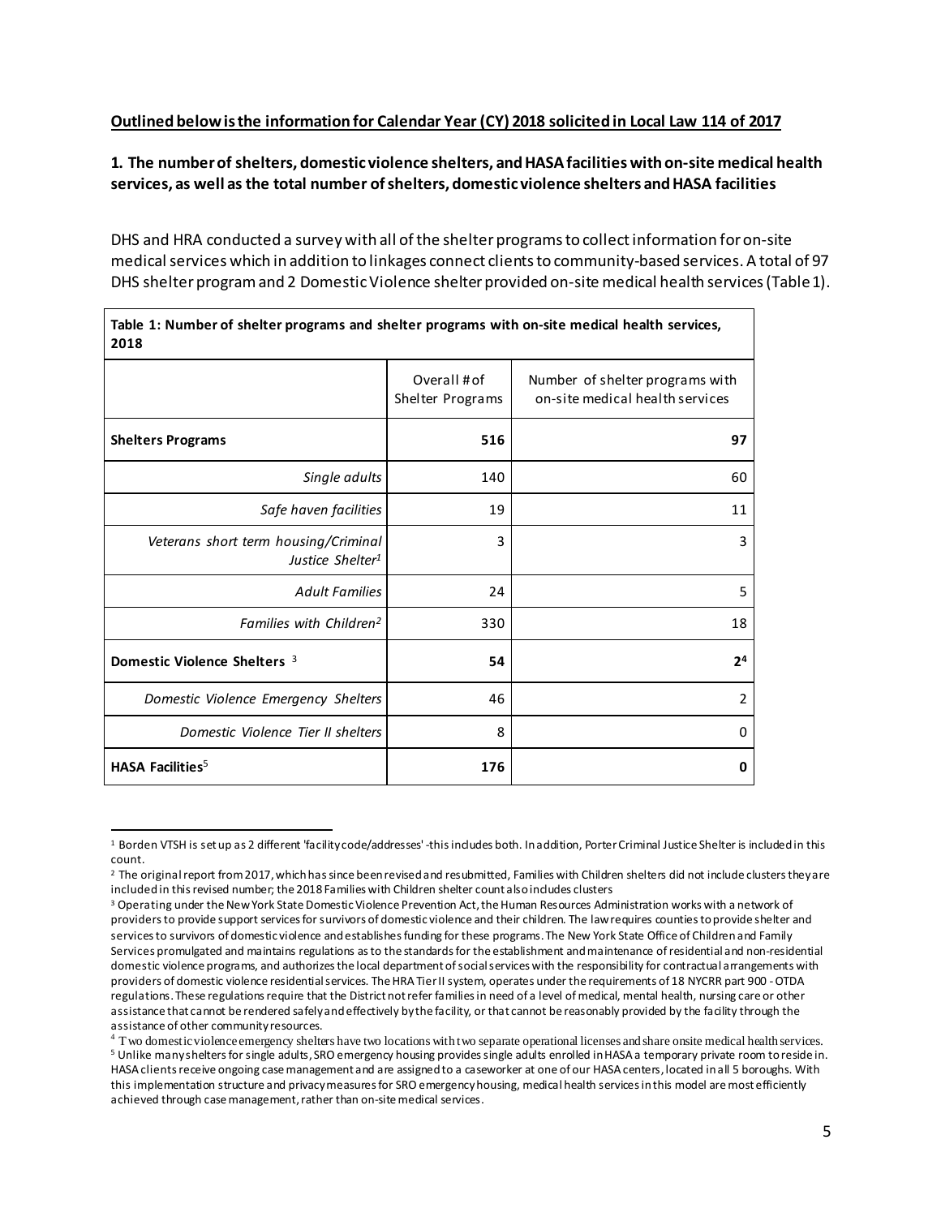**Outlined below is the information for Calendar Year (CY) 2018 solicited in Local Law 114 of 2017**

**1. The number of shelters, domestic violence shelters, and HASA facilities with on-site medical health services, as well as the total number of shelters, domestic violence shelters and HASA facilities**

DHS and HRA conducted a survey with all of the shelter programs to collect information for on-site medical services which in addition to linkages connect clients to community-based services. A total of 97 DHS shelter program and 2 Domestic Violence shelter provided on-site medical health services (Table 1).

**Table 1: Number of shelter programs and shelter programs with on-site medical health services, 2018**

| | Overall # of Shelter Programs | Number of shelter programs with on-site medical health services |
|---|---|---|
| **Shelters Programs** | **516** | **97** |
| *Single adults* | 140 | 60 |
| *Safe haven facilities* | 19 | 11 |
| *Veterans short term housing/Criminal Justice Shelter*[1] | 3 | 3 |
| *Adult Families* | 24 | 5 |
| *Families with Children*[2] | 330 | 18 |
| **Domestic Violence Shelters** [3] | **54** | **2**[4] |
| *Domestic Violence Emergency Shelters* | 46 | 2 |
| *Domestic Violence Tier II shelters* | 8 | 0 |
| **HASA Facilities**[5] | **176** | **0** |

[1] Borden VTSH is set up as 2 different 'facility code/addresses' -this includes both. In addition, Porter Criminal Justice Shelter is included in this count.

[2] The original report from 2017, which has since been revised and resubmitted, Families with Children shelters did not include clusters they are included in this revised number; the 2018 Families with Children shelter count also includes clusters

[3] Operating under the New York State Domestic Violence Prevention Act, the Human Resources Administration works with a network of providers to provide support services for survivors of domestic violence and their children. The law requires counties to provide shelter and services to survivors of domestic violence and establishes funding for these programs. The New York State Office of Children and Family Services promulgated and maintains regulations as to the standards for the establishment and maintenance of residential and non-residential domestic violence programs, and authorizes the local department of social services with the responsibility for contractual arrangements with providers of domestic violence residential services. The HRA Tier II system, operates under the requirements of 18 NYCRR part 900 - OTDA regulations. These regulations require that the District not refer families in need of a level of medical, mental health, nursing care or other assistance that cannot be rendered safely and effectively by the facility, or that cannot be reasonably provided by the facility through the assistance of other community resources.

[4] Two domestic violence emergency shelters have two locations with two separate operational licenses and share onsite medical health services.

[5] Unlike many shelters for single adults, SRO emergency housing provides single adults enrolled in HASA a temporary private room to reside in. HASA clients receive ongoing case management and are assigned to a caseworker at one of our HASA centers, located in all 5 boroughs. With this implementation structure and privacy measures for SRO emergency housing, medical health services in this model are most efficiently achieved through case management, rather than on-site medical services.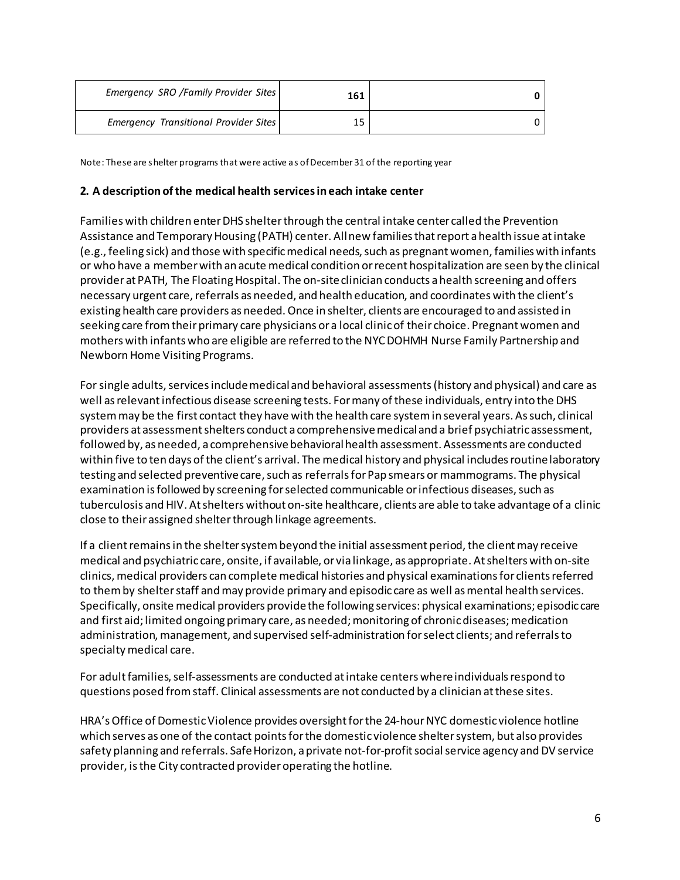| | | |
|---|---|---|
| *Emergency SRO /Family Provider Sites* | **161** | **0** |
| *Emergency Transitional Provider Sites* | 15 | 0 |

Note: These are shelter programs that were active as of December 31 of the reporting year

**2. A description of the medical health services in each intake center**

Families with children enter DHS shelter through the central intake center called the Prevention Assistance and Temporary Housing (PATH) center. All new families that report a health issue at intake (e.g., feeling sick) and those with specific medical needs, such as pregnant women, families with infants or who have a member with an acute medical condition or recent hospitalization are seen by the clinical provider at PATH, The Floating Hospital. The on-site clinician conducts a health screening and offers necessary urgent care, referrals as needed, and health education, and coordinates with the client's existing health care providers as needed. Once in shelter, clients are encouraged to and assisted in seeking care from their primary care physicians or a local clinic of their choice. Pregnant women and mothers with infants who are eligible are referred to the NYC DOHMH Nurse Family Partnership and Newborn Home Visiting Programs.

For single adults, services include medical and behavioral assessments (history and physical) and care as well as relevant infectious disease screening tests. For many of these individuals, entry into the DHS system may be the first contact they have with the health care system in several years. As such, clinical providers at assessment shelters conduct a comprehensive medical and a brief psychiatric assessment, followed by, as needed, a comprehensive behavioral health assessment. Assessments are conducted within five to ten days of the client's arrival. The medical history and physical includes routine laboratory testing and selected preventive care, such as referrals for Pap smears or mammograms. The physical examination is followed by screening for selected communicable or infectious diseases, such as tuberculosis and HIV. At shelters without on-site healthcare, clients are able to take advantage of a clinic close to their assigned shelter through linkage agreements.

If a client remains in the shelter system beyond the initial assessment period, the client may receive medical and psychiatric care, onsite, if available, or via linkage, as appropriate. At shelters with on-site clinics, medical providers can complete medical histories and physical examinations for clients referred to them by shelter staff and may provide primary and episodic care as well as mental health services. Specifically, onsite medical providers provide the following services: physical examinations; episodic care and first aid; limited ongoing primary care, as needed; monitoring of chronic diseases; medication administration, management, and supervised self-administration for select clients; and referrals to specialty medical care.

For adult families, self-assessments are conducted at intake centers where individuals respond to questions posed from staff. Clinical assessments are not conducted by a clinician at these sites.

HRA's Office of Domestic Violence provides oversight for the 24-hour NYC domestic violence hotline which serves as one of the contact points for the domestic violence shelter system, but also provides safety planning and referrals. Safe Horizon, a private not-for-profit social service agency and DV service provider, is the City contracted provider operating the hotline.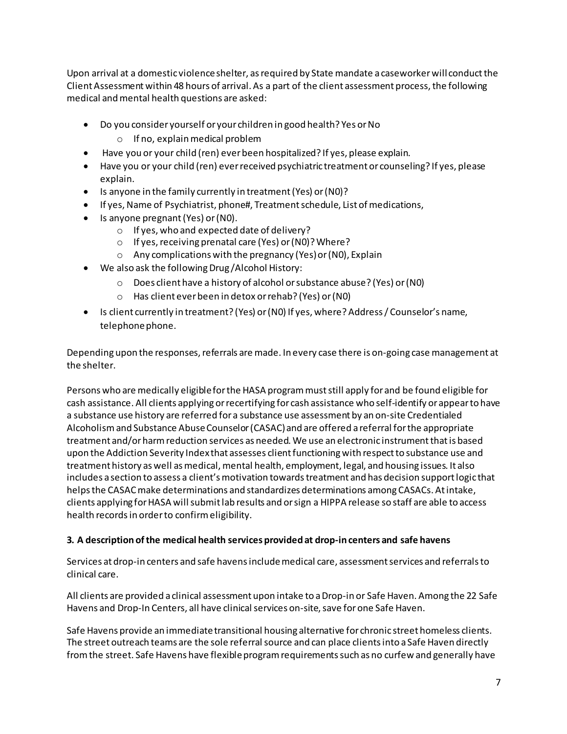Upon arrival at a domestic violence shelter, as required by State mandate a caseworker will conduct the Client Assessment within 48 hours of arrival. As a part of the client assessment process, the following medical and mental health questions are asked:

- Do you consider yourself or your children in good health? Yes or No
    - If no, explain medical problem
- Have you or your child (ren) ever been hospitalized? If yes, please explain.
- Have you or your child (ren) ever received psychiatric treatment or counseling? If yes, please explain.
- Is anyone in the family currently in treatment (Yes) or (N0)?
- If yes, Name of Psychiatrist, phone#, Treatment schedule, List of medications,
- Is anyone pregnant (Yes) or (N0).
    - If yes, who and expected date of delivery?
    - If yes, receiving prenatal care (Yes) or (N0)? Where?
    - Any complications with the pregnancy (Yes) or (N0), Explain
- We also ask the following Drug /Alcohol History:
    - Does client have a history of alcohol or substance abuse? (Yes) or (N0)
    - Has client ever been in detox or rehab? (Yes) or (N0)
- Is client currently in treatment? (Yes) or (N0) If yes, where? Address / Counselor's name, telephone phone.

Depending upon the responses, referrals are made. In every case there is on-going case management at the shelter.

Persons who are medically eligible for the HASA program must still apply for and be found eligible for cash assistance. All clients applying or recertifying for cash assistance who self-identify or appear to have a substance use history are referred for a substance use assessment by an on-site Credentialed Alcoholism and Substance Abuse Counselor (CASAC) and are offered a referral for the appropriate treatment and/or harm reduction services as needed. We use an electronic instrument that is based upon the Addiction Severity Index that assesses client functioning with respect to substance use and treatment history as well as medical, mental health, employment, legal, and housing issues. It also includes a section to assess a client's motivation towards treatment and has decision support logic that helps the CASAC make determinations and standardizes determinations among CASACs. At intake, clients applying for HASA will submit lab results and or sign a HIPPA release so staff are able to access health records in order to confirm eligibility.

### 3. A description of the medical health services provided at drop-in centers and safe havens

Services at drop-in centers and safe havens include medical care, assessment services and referrals to clinical care.

All clients are provided a clinical assessment upon intake to a Drop-in or Safe Haven. Among the 22 Safe Havens and Drop-In Centers, all have clinical services on-site, save for one Safe Haven.

Safe Havens provide an immediate transitional housing alternative for chronic street homeless clients. The street outreach teams are the sole referral source and can place clients into a Safe Haven directly from the street. Safe Havens have flexible program requirements such as no curfew and generally have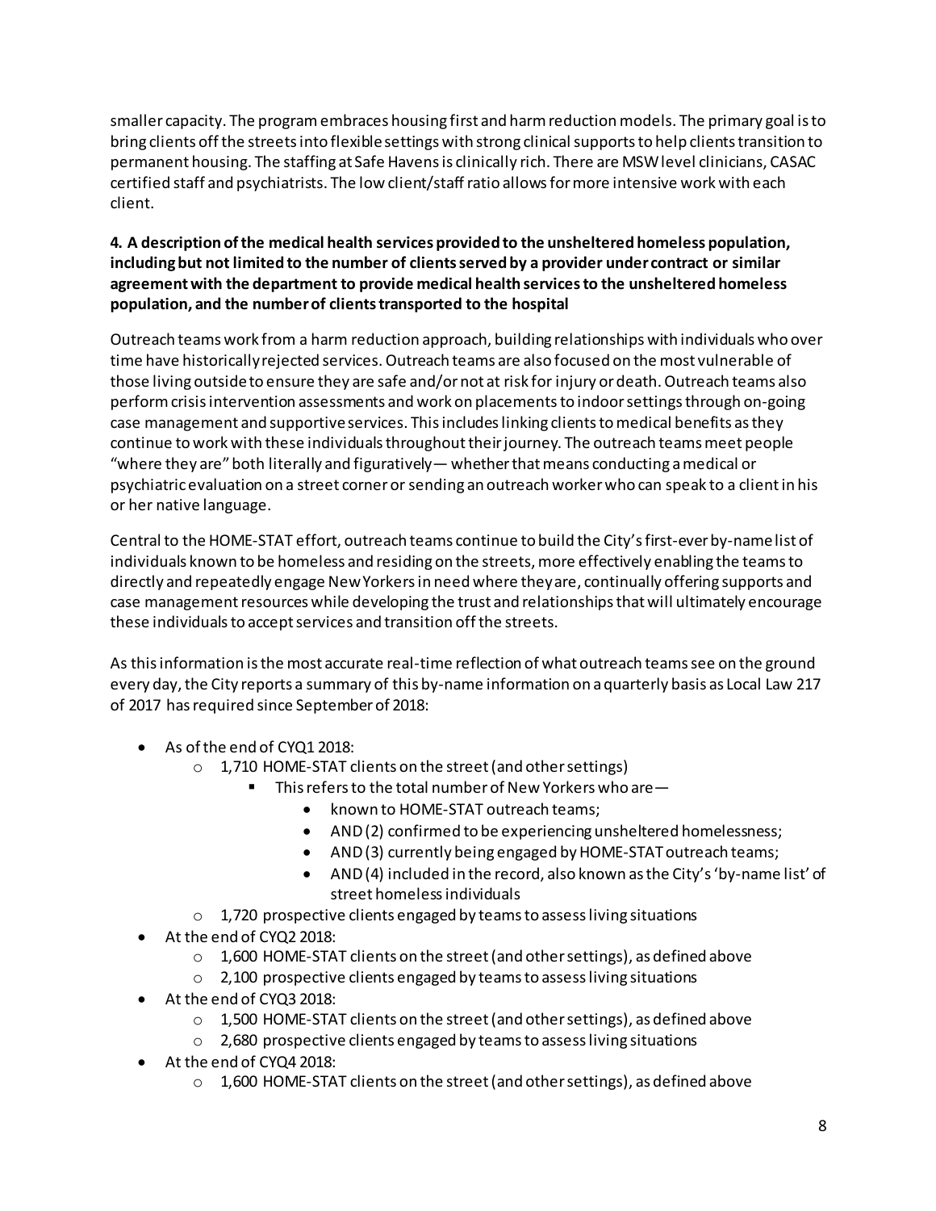smaller capacity. The program embraces housing first and harm reduction models. The primary goal is to bring clients off the streets into flexible settings with strong clinical supports to help clients transition to permanent housing. The staffing at Safe Havens is clinically rich. There are MSW level clinicians, CASAC certified staff and psychiatrists. The low client/staff ratio allows for more intensive work with each client.

**4. A description of the medical health services provided to the unsheltered homeless population, including but not limited to the number of clients served by a provider under contract or similar agreement with the department to provide medical health services to the unsheltered homeless population, and the number of clients transported to the hospital**

Outreach teams work from a harm reduction approach, building relationships with individuals who over time have historically rejected services. Outreach teams are also focused on the most vulnerable of those living outside to ensure they are safe and/or not at risk for injury or death. Outreach teams also perform crisis intervention assessments and work on placements to indoor settings through on-going case management and supportive services. This includes linking clients to medical benefits as they continue to work with these individuals throughout their journey. The outreach teams meet people "where they are" both literally and figuratively— whether that means conducting a medical or psychiatric evaluation on a street corner or sending an outreach worker who can speak to a client in his or her native language.

Central to the HOME-STAT effort, outreach teams continue to build the City's first-ever by-name list of individuals known to be homeless and residing on the streets, more effectively enabling the teams to directly and repeatedly engage New Yorkers in need where they are, continually offering supports and case management resources while developing the trust and relationships that will ultimately encourage these individuals to accept services and transition off the streets.

As this information is the most accurate real-time reflection of what outreach teams see on the ground every day, the City reports a summary of this by-name information on a quarterly basis as Local Law 217 of 2017 has required since September of 2018:

- As of the end of CYQ1 2018:
  - 1,710 HOME-STAT clients on the street (and other settings)
    - This refers to the total number of New Yorkers who are—
      - known to HOME-STAT outreach teams;
      - AND (2) confirmed to be experiencing unsheltered homelessness;
      - AND (3) currently being engaged by HOME-STAT outreach teams;
      - AND (4) included in the record, also known as the City's 'by-name list' of street homeless individuals
  - 1,720 prospective clients engaged by teams to assess living situations
- At the end of CYQ2 2018:
  - 1,600 HOME-STAT clients on the street (and other settings), as defined above
  - 2,100 prospective clients engaged by teams to assess living situations
- At the end of CYQ3 2018:
  - 1,500 HOME-STAT clients on the street (and other settings), as defined above
  - 2,680 prospective clients engaged by teams to assess living situations
- At the end of CYQ4 2018:
  - 1,600 HOME-STAT clients on the street (and other settings), as defined above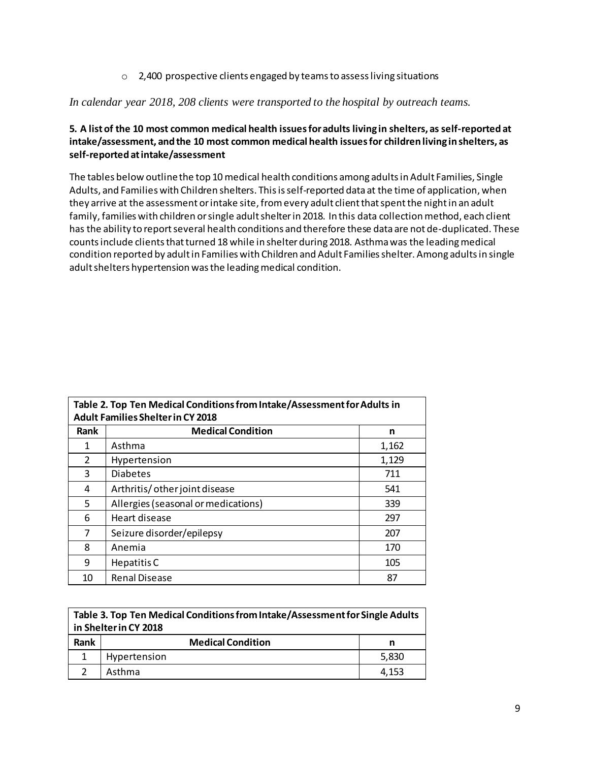- 2,400 prospective clients engaged by teams to assess living situations

*In calendar year 2018, 208 clients were transported to the hospital by outreach teams.*

**5. A list of the 10 most common medical health issues for adults living in shelters, as self-reported at intake/assessment, and the 10 most common medical health issues for children living in shelters, as self-reported at intake/assessment**

The tables below outline the top 10 medical health conditions among adults in Adult Families, Single Adults, and Families with Children shelters. This is self-reported data at the time of application, when they arrive at the assessment or intake site, from every adult client that spent the night in an adult family, families with children or single adult shelter in 2018. In this data collection method, each client has the ability to report several health conditions and therefore these data are not de-duplicated. These counts include clients that turned 18 while in shelter during 2018. Asthma was the leading medical condition reported by adult in Families with Children and Adult Families shelter. Among adults in single adult shelters hypertension was the leading medical condition.

**Table 2. Top Ten Medical Conditions from Intake/Assessment for Adults in Adult Families Shelter in CY 2018**

| Rank | Medical Condition | n |
|---|---|---|
| 1 | Asthma | 1,162 |
| 2 | Hypertension | 1,129 |
| 3 | Diabetes | 711 |
| 4 | Arthritis/ other joint disease | 541 |
| 5 | Allergies (seasonal or medications) | 339 |
| 6 | Heart disease | 297 |
| 7 | Seizure disorder/epilepsy | 207 |
| 8 | Anemia | 170 |
| 9 | Hepatitis C | 105 |
| 10 | Renal Disease | 87 |

**Table 3. Top Ten Medical Conditions from Intake/Assessment for Single Adults in Shelter in CY 2018**

| Rank | Medical Condition | n |
|---|---|---|
| 1 | Hypertension | 5,830 |
| 2 | Asthma | 4,153 |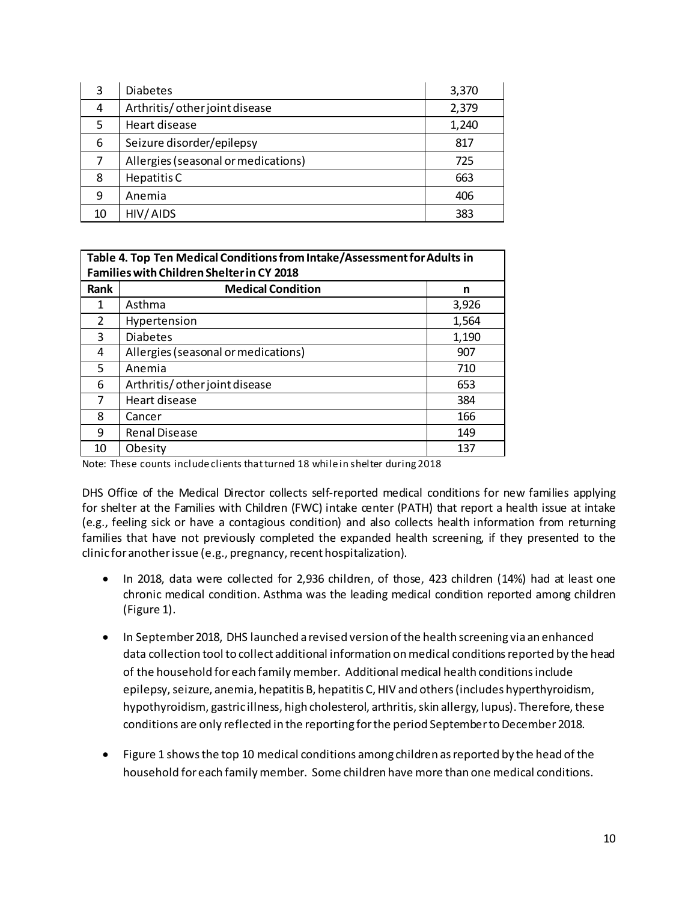| 3 | Diabetes | 3,370 |
|---|---|---|
| 4 | Arthritis/ other joint disease | 2,379 |
| 5 | Heart disease | 1,240 |
| 6 | Seizure disorder/epilepsy | 817 |
| 7 | Allergies (seasonal or medications) | 725 |
| 8 | Hepatitis C | 663 |
| 9 | Anemia | 406 |
| 10 | HIV/ AIDS | 383 |

**Table 4. Top Ten Medical Conditions from Intake/Assessment for Adults in Families with Children Shelter in CY 2018**

| Rank | Medical Condition | n |
|---|---|---|
| 1 | Asthma | 3,926 |
| 2 | Hypertension | 1,564 |
| 3 | Diabetes | 1,190 |
| 4 | Allergies (seasonal or medications) | 907 |
| 5 | Anemia | 710 |
| 6 | Arthritis/ other joint disease | 653 |
| 7 | Heart disease | 384 |
| 8 | Cancer | 166 |
| 9 | Renal Disease | 149 |
| 10 | Obesity | 137 |

Note: These counts include clients that turned 18 while in shelter during 2018

DHS Office of the Medical Director collects self-reported medical conditions for new families applying for shelter at the Families with Children (FWC) intake center (PATH) that report a health issue at intake (e.g., feeling sick or have a contagious condition) and also collects health information from returning families that have not previously completed the expanded health screening, if they presented to the clinic for another issue (e.g., pregnancy, recent hospitalization).

- In 2018, data were collected for 2,936 children, of those, 423 children (14%) had at least one chronic medical condition. Asthma was the leading medical condition reported among children (Figure 1).
- In September 2018, DHS launched a revised version of the health screening via an enhanced data collection tool to collect additional information on medical conditions reported by the head of the household for each family member. Additional medical health conditions include epilepsy, seizure, anemia, hepatitis B, hepatitis C, HIV and others (includes hyperthyroidism, hypothyroidism, gastric illness, high cholesterol, arthritis, skin allergy, lupus). Therefore, these conditions are only reflected in the reporting for the period September to December 2018.
- Figure 1 shows the top 10 medical conditions among children as reported by the head of the household for each family member. Some children have more than one medical conditions.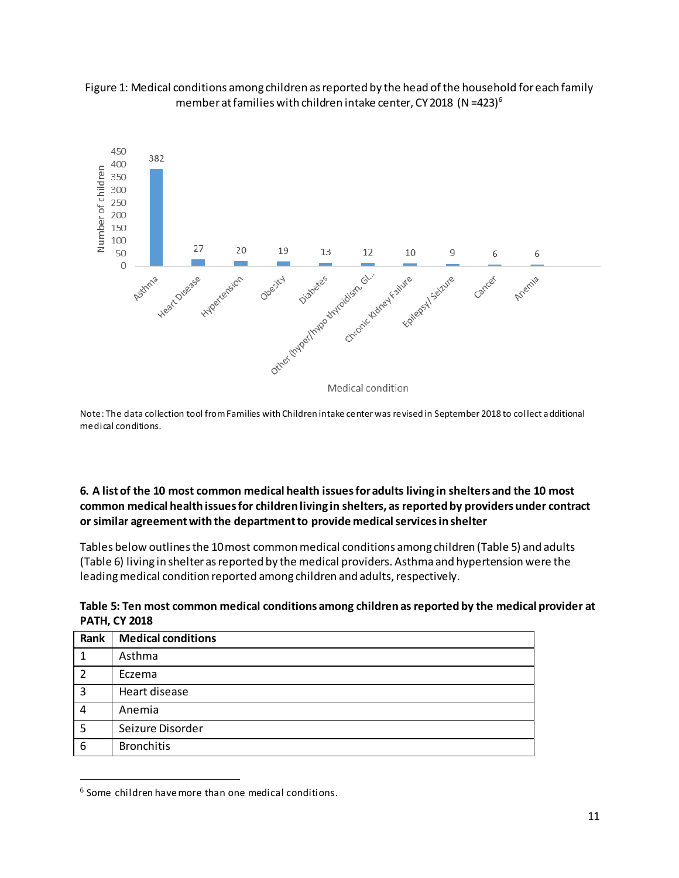Figure 1: Medical conditions among children as reported by the head of the household for each family member at families with children intake center, CY 2018 (N =423)[6]

| Medical condition | Number of children |
|---|---|
| Asthma | 382 |
| Heart Disease | 27 |
| Hypertension | 20 |
| Obesity | 19 |
| Diabetes | 13 |
| Other (hyper/hypo thyroidism, Gl... | 12 |
| Chronic Kidney Failure | 10 |
| Epilepsy/ Seizure | 9 |
| Cancer | 6 |
| Anemia | 6 |

Note: The data collection tool from Families with Children intake center was revised in September 2018 to collect additional medical conditions.

### 6. A list of the 10 most common medical health issues for adults living in shelters and the 10 most common medical health issues for children living in shelters, as reported by providers under contract or similar agreement with the department to provide medical services in shelter

Tables below outlines the 10 most common medical conditions among children (Table 5) and adults (Table 6) living in shelter as reported by the medical providers. Asthma and hypertension were the leading medical condition reported among children and adults, respectively.

**Table 5: Ten most common medical conditions among children as reported by the medical provider at PATH, CY 2018**

| Rank | Medical conditions |
|---|---|
| 1 | Asthma |
| 2 | Eczema |
| 3 | Heart disease |
| 4 | Anemia |
| 5 | Seizure Disorder |
| 6 | Bronchitis |

[6] Some children have more than one medical conditions.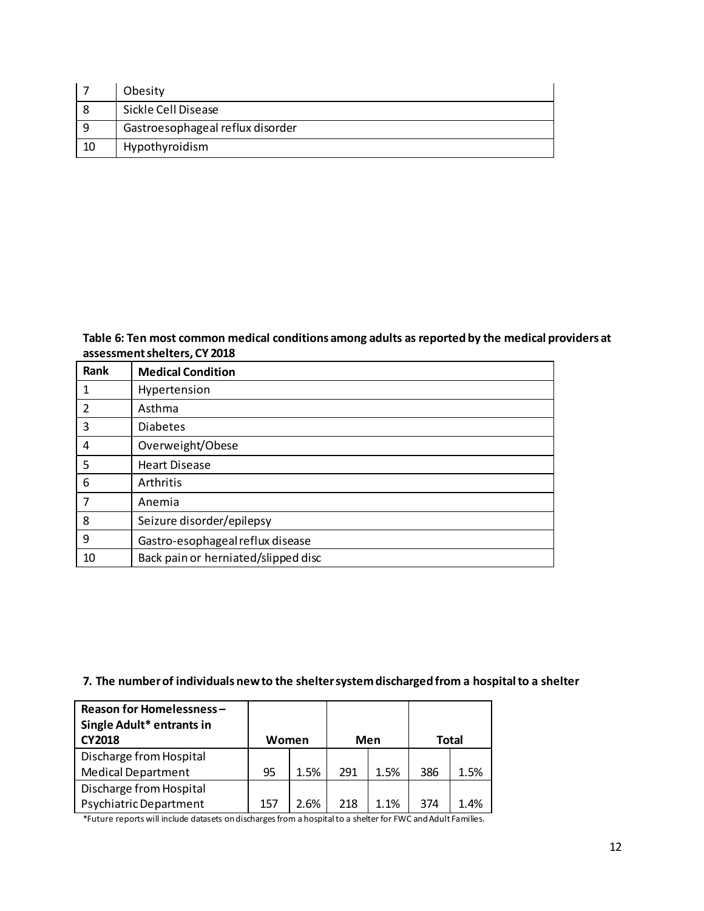| 7 | Obesity |
|---|---|
| 8 | Sickle Cell Disease |
| 9 | Gastroesophageal reflux disorder |
| 10 | Hypothyroidism |

**Table 6: Ten most common medical conditions among adults as reported by the medical providers at assessment shelters, CY 2018**

| Rank | Medical Condition |
|---|---|
| 1 | Hypertension |
| 2 | Asthma |
| 3 | Diabetes |
| 4 | Overweight/Obese |
| 5 | Heart Disease |
| 6 | Arthritis |
| 7 | Anemia |
| 8 | Seizure disorder/epilepsy |
| 9 | Gastro-esophageal reflux disease |
| 10 | Back pain or herniated/slipped disc |

### 7. The number of individuals new to the shelter system discharged from a hospital to a shelter

| Reason for Homelessness – Single Adult* entrants in CY2018 | Women | | Men | | Total | |
|---|---|---|---|---|---|---|
| Discharge from Hospital Medical Department | 95 | 1.5% | 291 | 1.5% | 386 | 1.5% |
| Discharge from Hospital Psychiatric Department | 157 | 2.6% | 218 | 1.1% | 374 | 1.4% |

*Future reports will include datasets on discharges from a hospital to a shelter for FWC and Adult Families.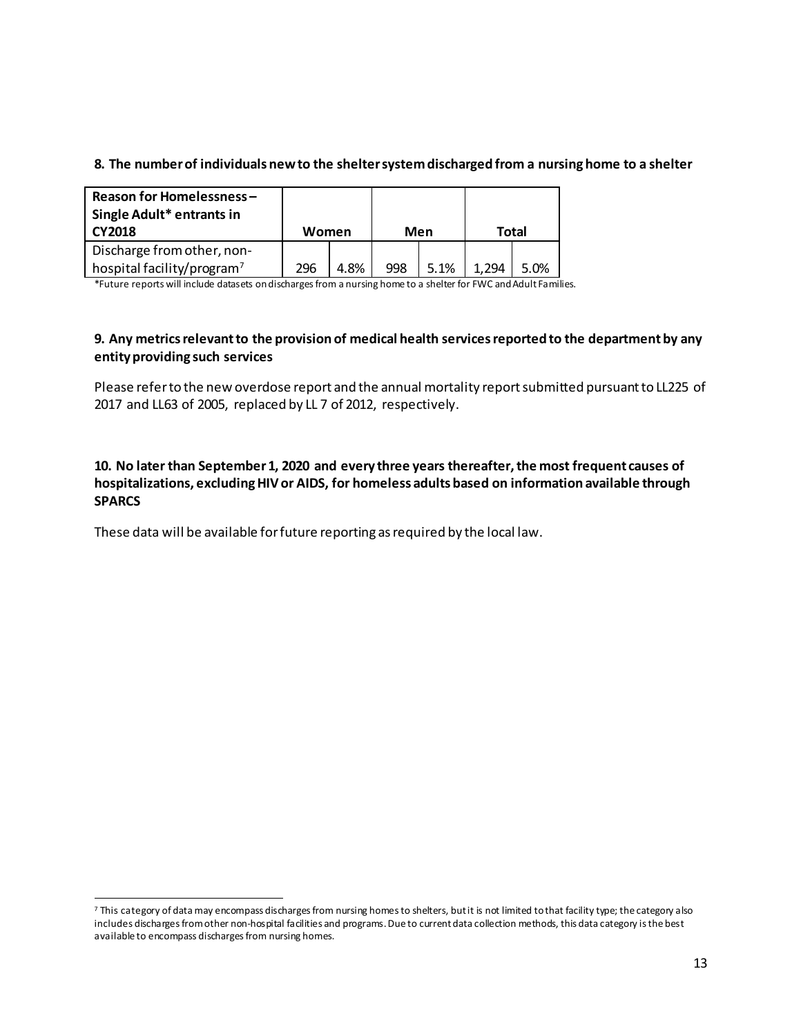**8. The number of individuals new to the shelter system discharged from a nursing home to a shelter**

| Reason for Homelessness – Single Adult* entrants in CY2018 | Women | | Men | | Total | |
|---|---|---|---|---|---|---|
| Discharge from other, non-hospital facility/program[7] | 296 | 4.8% | 998 | 5.1% | 1,294 | 5.0% |

*Future reports will include datasets on discharges from a nursing home to a shelter for FWC and Adult Families.

**9. Any metrics relevant to the provision of medical health services reported to the department by any entity providing such services**

Please refer to the new overdose report and the annual mortality report submitted pursuant to LL225 of 2017 and LL63 of 2005, replaced by LL 7 of 2012, respectively.

**10. No later than September 1, 2020 and every three years thereafter, the most frequent causes of hospitalizations, excluding HIV or AIDS, for homeless adults based on information available through SPARCS**

These data will be available for future reporting as required by the local law.

[7] This category of data may encompass discharges from nursing homes to shelters, but it is not limited to that facility type; the category also includes discharges from other non-hospital facilities and programs. Due to current data collection methods, this data category is the best available to encompass discharges from nursing homes.